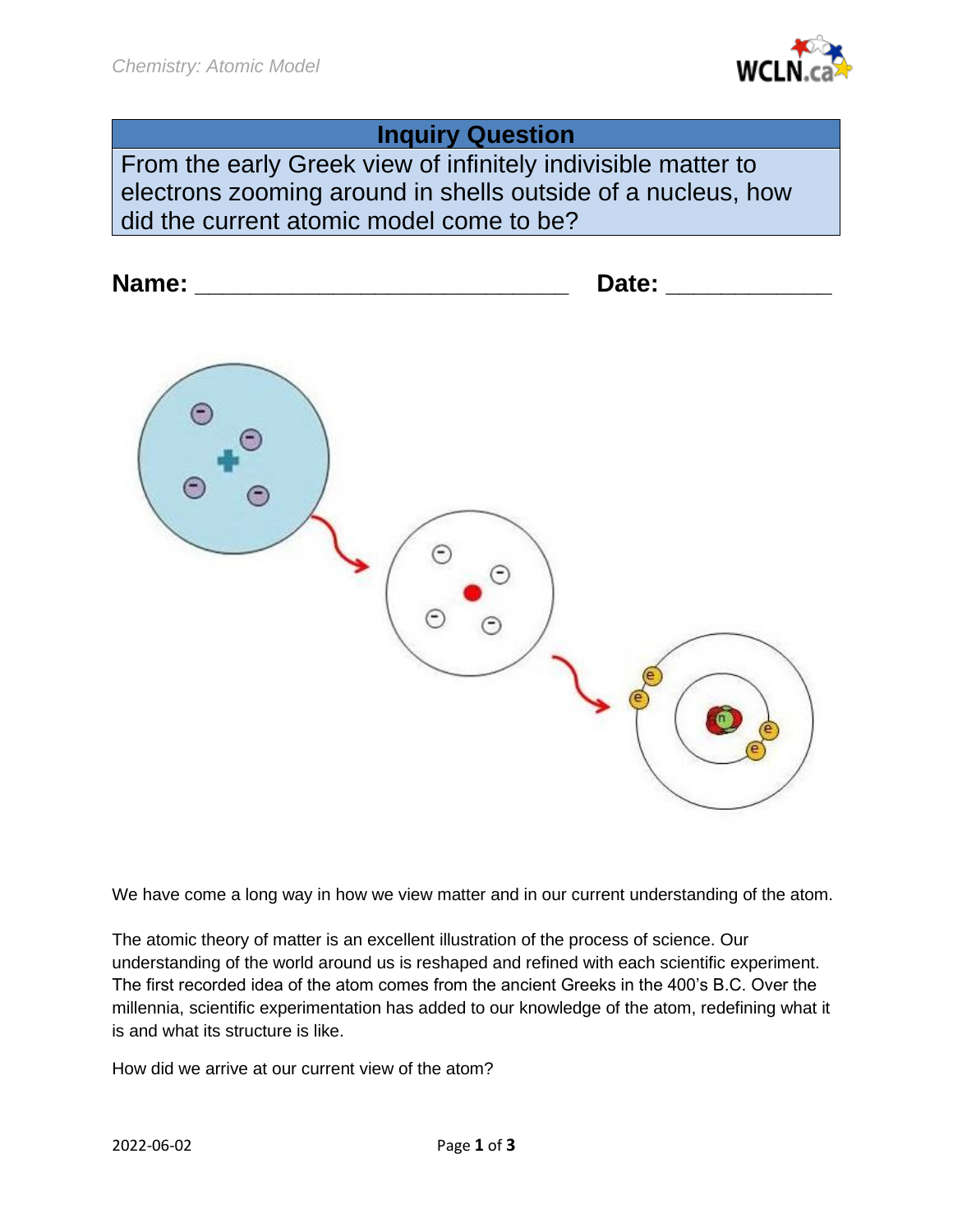## Inquiry Question

From the early Greek view of infinitely indivisible matter to electrons zooming around in shells outside of a nucleus, how did the current atomic model come to be?

**Name:** ___________________________ **Date:** ____________

We have come a long way in how we view matter and in our current understanding of the atom.

The atomic theory of matter is an excellent illustration of the process of science. Our understanding of the world around us is reshaped and refined with each scientific experiment. The first recorded idea of the atom comes from the ancient Greeks in the 400's B.C. Over the millennia, scientific experimentation has added to our knowledge of the atom, redefining what it is and what its structure is like.

How did we arrive at our current view of the atom?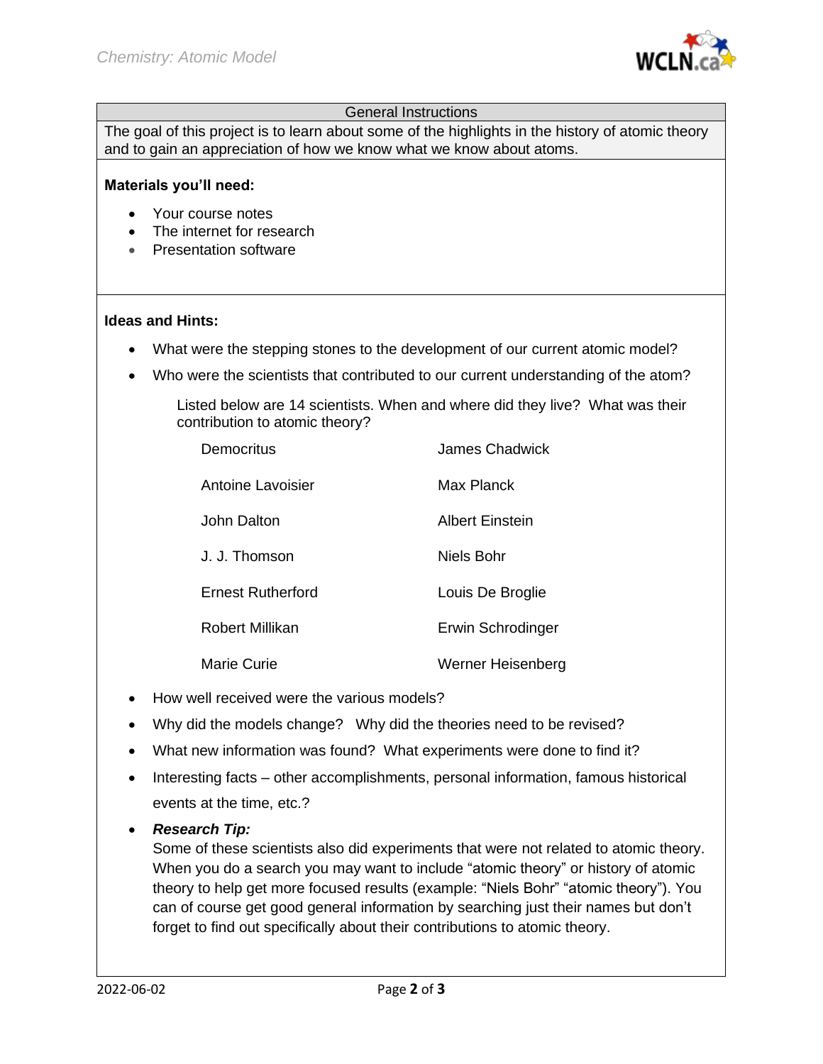## General Instructions

The goal of this project is to learn about some of the highlights in the history of atomic theory and to gain an appreciation of how we know what we know about atoms.

**Materials you'll need:**

- Your course notes
- The internet for research
- Presentation software

**Ideas and Hints:**

- What were the stepping stones to the development of our current atomic model?
- Who were the scientists that contributed to our current understanding of the atom?

  Listed below are 14 scientists. When and where did they live? What was their contribution to atomic theory?

  | | |
  |---|---|
  | Democritus | James Chadwick |
  | Antoine Lavoisier | Max Planck |
  | John Dalton | Albert Einstein |
  | J. J. Thomson | Niels Bohr |
  | Ernest Rutherford | Louis De Broglie |
  | Robert Millikan | Erwin Schrodinger |
  | Marie Curie | Werner Heisenberg |

- How well received were the various models?
- Why did the models change? Why did the theories need to be revised?
- What new information was found? What experiments were done to find it?
- Interesting facts – other accomplishments, personal information, famous historical events at the time, etc.?
- ***Research Tip:***
  Some of these scientists also did experiments that were not related to atomic theory. When you do a search you may want to include "atomic theory" or history of atomic theory to help get more focused results (example: "Niels Bohr" "atomic theory"). You can of course get good general information by searching just their names but don't forget to find out specifically about their contributions to atomic theory.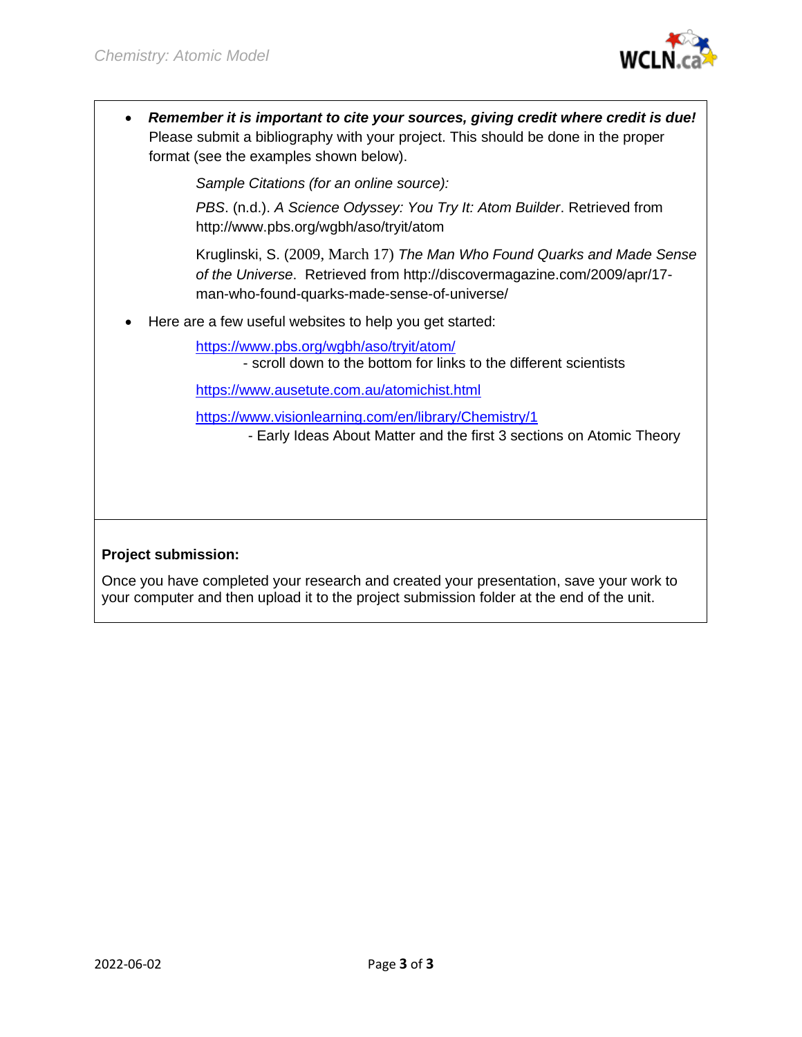- ***Remember it is important to cite your sources, giving credit where credit is due!*** Please submit a bibliography with your project. This should be done in the proper format (see the examples shown below).

  *Sample Citations (for an online source):*

  *PBS*. (n.d.). *A Science Odyssey: You Try It: Atom Builder*. Retrieved from http://www.pbs.org/wgbh/aso/tryit/atom

  Kruglinski, S. (2009, March 17) *The Man Who Found Quarks and Made Sense of the Universe*. Retrieved from http://discovermagazine.com/2009/apr/17-man-who-found-quarks-made-sense-of-universe/

- Here are a few useful websites to help you get started:

  https://www.pbs.org/wgbh/aso/tryit/atom/
  - scroll down to the bottom for links to the different scientists

  https://www.ausetute.com.au/atomichist.html

  https://www.visionlearning.com/en/library/Chemistry/1
  - Early Ideas About Matter and the first 3 sections on Atomic Theory

**Project submission:**

Once you have completed your research and created your presentation, save your work to your computer and then upload it to the project submission folder at the end of the unit.